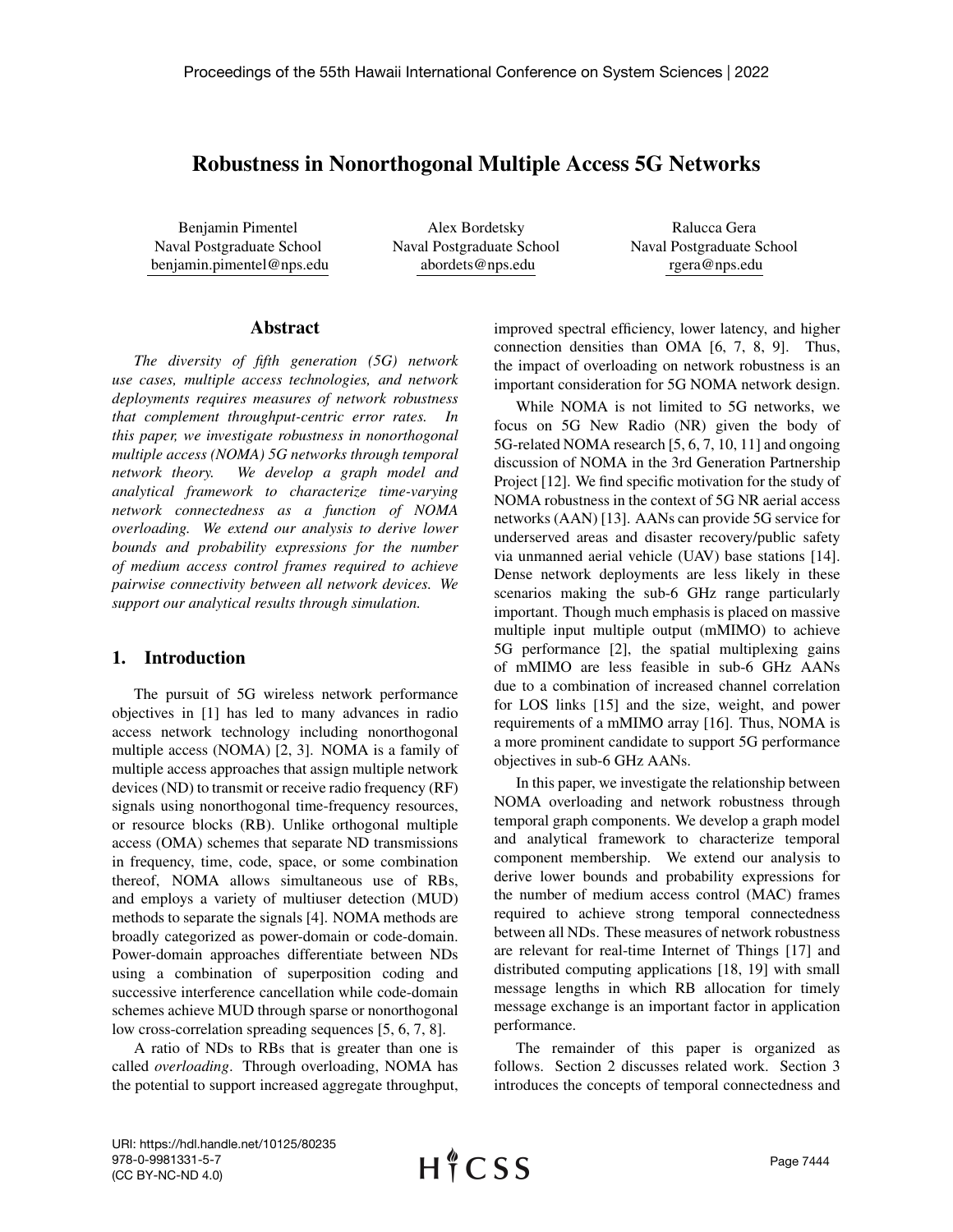# Robustness in Nonorthogonal Multiple Access 5G Networks

Benjamin Pimentel
Naval Postgraduate School
benjamin.pimentel@nps.edu

Alex Bordetsky
Naval Postgraduate School
abordets@nps.edu

Ralucca Gera
Naval Postgraduate School
rgera@nps.edu

## Abstract

*The diversity of fifth generation (5G) network use cases, multiple access technologies, and network deployments requires measures of network robustness that complement throughput-centric error rates. In this paper, we investigate robustness in nonorthogonal multiple access (NOMA) 5G networks through temporal network theory. We develop a graph model and analytical framework to characterize time-varying network connectedness as a function of NOMA overloading. We extend our analysis to derive lower bounds and probability expressions for the number of medium access control frames required to achieve pairwise connectivity between all network devices. We support our analytical results through simulation.*

## 1. Introduction

The pursuit of 5G wireless network performance objectives in [1] has led to many advances in radio access network technology including nonorthogonal multiple access (NOMA) [2, 3]. NOMA is a family of multiple access approaches that assign multiple network devices (ND) to transmit or receive radio frequency (RF) signals using nonorthogonal time-frequency resources, or resource blocks (RB). Unlike orthogonal multiple access (OMA) schemes that separate ND transmissions in frequency, time, code, space, or some combination thereof, NOMA allows simultaneous use of RBs, and employs a variety of multiuser detection (MUD) methods to separate the signals [4]. NOMA methods are broadly categorized as power-domain or code-domain. Power-domain approaches differentiate between NDs using a combination of superposition coding and successive interference cancellation while code-domain schemes achieve MUD through sparse or nonorthogonal low cross-correlation spreading sequences [5, 6, 7, 8].

A ratio of NDs to RBs that is greater than one is called *overloading*. Through overloading, NOMA has the potential to support increased aggregate throughput, improved spectral efficiency, lower latency, and higher connection densities than OMA [6, 7, 8, 9]. Thus, the impact of overloading on network robustness is an important consideration for 5G NOMA network design.

While NOMA is not limited to 5G networks, we focus on 5G New Radio (NR) given the body of 5G-related NOMA research [5, 6, 7, 10, 11] and ongoing discussion of NOMA in the 3rd Generation Partnership Project [12]. We find specific motivation for the study of NOMA robustness in the context of 5G NR aerial access networks (AAN) [13]. AANs can provide 5G service for underserved areas and disaster recovery/public safety via unmanned aerial vehicle (UAV) base stations [14]. Dense network deployments are less likely in these scenarios making the sub-6 GHz range particularly important. Though much emphasis is placed on massive multiple input multiple output (mMIMO) to achieve 5G performance [2], the spatial multiplexing gains of mMIMO are less feasible in sub-6 GHz AANs due to a combination of increased channel correlation for LOS links [15] and the size, weight, and power requirements of a mMIMO array [16]. Thus, NOMA is a more prominent candidate to support 5G performance objectives in sub-6 GHz AANs.

In this paper, we investigate the relationship between NOMA overloading and network robustness through temporal graph components. We develop a graph model and analytical framework to characterize temporal component membership. We extend our analysis to derive lower bounds and probability expressions for the number of medium access control (MAC) frames required to achieve strong temporal connectedness between all NDs. These measures of network robustness are relevant for real-time Internet of Things [17] and distributed computing applications [18, 19] with small message lengths in which RB allocation for timely message exchange is an important factor in application performance.

The remainder of this paper is organized as follows. Section 2 discusses related work. Section 3 introduces the concepts of temporal connectedness and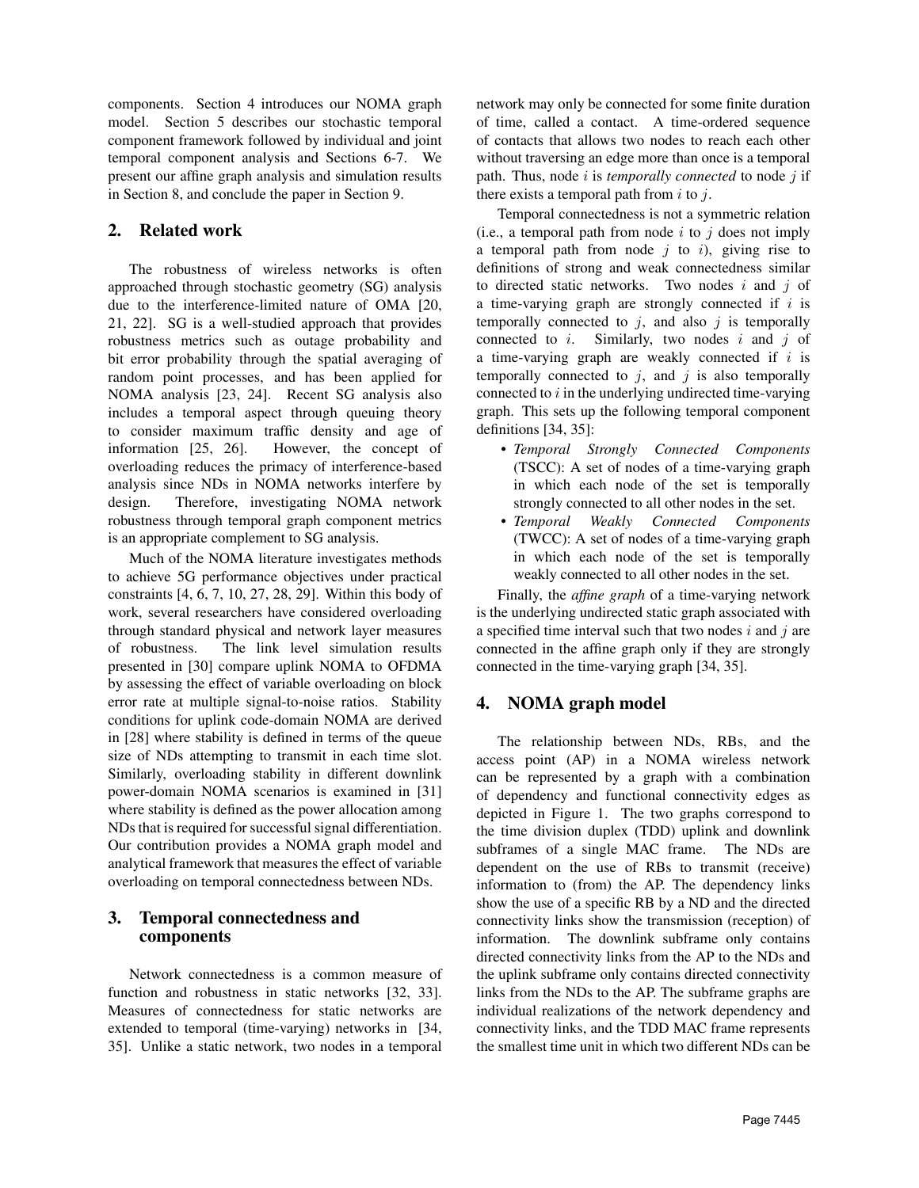components. Section 4 introduces our NOMA graph model. Section 5 describes our stochastic temporal component framework followed by individual and joint temporal component analysis and Sections 6-7. We present our affine graph analysis and simulation results in Section 8, and conclude the paper in Section 9.

## 2. Related work

The robustness of wireless networks is often approached through stochastic geometry (SG) analysis due to the interference-limited nature of OMA [20, 21, 22]. SG is a well-studied approach that provides robustness metrics such as outage probability and bit error probability through the spatial averaging of random point processes, and has been applied for NOMA analysis [23, 24]. Recent SG analysis also includes a temporal aspect through queuing theory to consider maximum traffic density and age of information [25, 26]. However, the concept of overloading reduces the primacy of interference-based analysis since NDs in NOMA networks interfere by design. Therefore, investigating NOMA network robustness through temporal graph component metrics is an appropriate complement to SG analysis.

Much of the NOMA literature investigates methods to achieve 5G performance objectives under practical constraints [4, 6, 7, 10, 27, 28, 29]. Within this body of work, several researchers have considered overloading through standard physical and network layer measures of robustness. The link level simulation results presented in [30] compare uplink NOMA to OFDMA by assessing the effect of variable overloading on block error rate at multiple signal-to-noise ratios. Stability conditions for uplink code-domain NOMA are derived in [28] where stability is defined in terms of the queue size of NDs attempting to transmit in each time slot. Similarly, overloading stability in different downlink power-domain NOMA scenarios is examined in [31] where stability is defined as the power allocation among NDs that is required for successful signal differentiation. Our contribution provides a NOMA graph model and analytical framework that measures the effect of variable overloading on temporal connectedness between NDs.

## 3. Temporal connectedness and components

Network connectedness is a common measure of function and robustness in static networks [32, 33]. Measures of connectedness for static networks are extended to temporal (time-varying) networks in [34, 35]. Unlike a static network, two nodes in a temporal network may only be connected for some finite duration of time, called a contact. A time-ordered sequence of contacts that allows two nodes to reach each other without traversing an edge more than once is a temporal path. Thus, node $i$ is *temporally connected* to node $j$ if there exists a temporal path from $i$ to $j$.

Temporal connectedness is not a symmetric relation (i.e., a temporal path from node $i$ to $j$ does not imply a temporal path from node $j$ to $i$), giving rise to definitions of strong and weak connectedness similar to directed static networks. Two nodes $i$ and $j$ of a time-varying graph are strongly connected if $i$ is temporally connected to $j$, and also $j$ is temporally connected to $i$. Similarly, two nodes $i$ and $j$ of a time-varying graph are weakly connected if $i$ is temporally connected to $j$, and $j$ is also temporally connected to $i$ in the underlying undirected time-varying graph. This sets up the following temporal component definitions [34, 35]:

- *Temporal Strongly Connected Components* (TSCC): A set of nodes of a time-varying graph in which each node of the set is temporally strongly connected to all other nodes in the set.
- *Temporal Weakly Connected Components* (TWCC): A set of nodes of a time-varying graph in which each node of the set is temporally weakly connected to all other nodes in the set.

Finally, the *affine graph* of a time-varying network is the underlying undirected static graph associated with a specified time interval such that two nodes $i$ and $j$ are connected in the affine graph only if they are strongly connected in the time-varying graph [34, 35].

## 4. NOMA graph model

The relationship between NDs, RBs, and the access point (AP) in a NOMA wireless network can be represented by a graph with a combination of dependency and functional connectivity edges as depicted in Figure 1. The two graphs correspond to the time division duplex (TDD) uplink and downlink subframes of a single MAC frame. The NDs are dependent on the use of RBs to transmit (receive) information to (from) the AP. The dependency links show the use of a specific RB by a ND and the directed connectivity links show the transmission (reception) of information. The downlink subframe only contains directed connectivity links from the AP to the NDs and the uplink subframe only contains directed connectivity links from the NDs to the AP. The subframe graphs are individual realizations of the network dependency and connectivity links, and the TDD MAC frame represents the smallest time unit in which two different NDs can be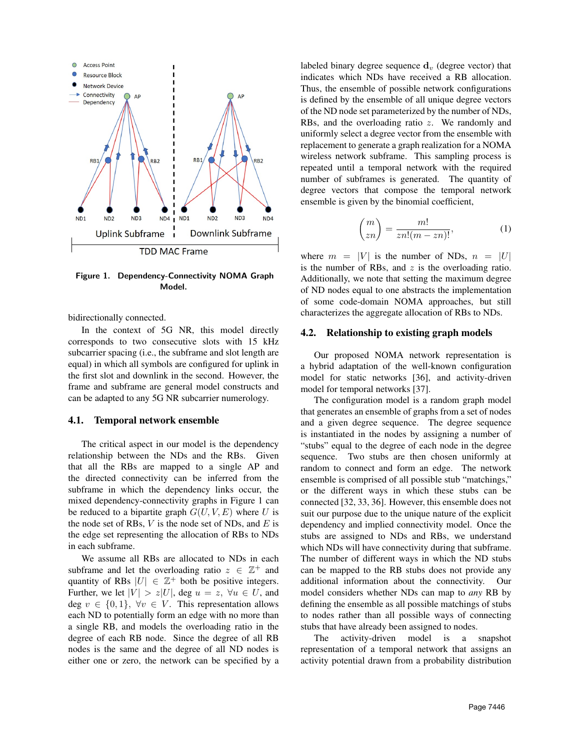Figure 1. Dependency-Connectivity NOMA Graph Model.

bidirectionally connected.

In the context of 5G NR, this model directly corresponds to two consecutive slots with 15 kHz subcarrier spacing (i.e., the subframe and slot length are equal) in which all symbols are configured for uplink in the first slot and downlink in the second. However, the frame and subframe are general model constructs and can be adapted to any 5G NR subcarrier numerology.

### 4.1. Temporal network ensemble

The critical aspect in our model is the dependency relationship between the NDs and the RBs. Given that all the RBs are mapped to a single AP and the directed connectivity can be inferred from the subframe in which the dependency links occur, the mixed dependency-connectivity graphs in Figure 1 can be reduced to a bipartite graph $G(U, V, E)$ where $U$ is the node set of RBs, $V$ is the node set of NDs, and $E$ is the edge set representing the allocation of RBs to NDs in each subframe.

We assume all RBs are allocated to NDs in each subframe and let the overloading ratio $z \in \mathbb{Z}^+$ and quantity of RBs $|U| \in \mathbb{Z}^+$ both be positive integers. Further, we let $|V| > z|U|$, $\deg u = z$, $\forall u \in U$, and $\deg v \in \{0, 1\}$, $\forall v \in V$. This representation allows each ND to potentially form an edge with no more than a single RB, and models the overloading ratio in the degree of each RB node. Since the degree of all RB nodes is the same and the degree of all ND nodes is either one or zero, the network can be specified by a labeled binary degree sequence $\mathbf{d}_v$ (degree vector) that indicates which NDs have received a RB allocation. Thus, the ensemble of possible network configurations is defined by the ensemble of all unique degree vectors of the ND node set parameterized by the number of NDs, RBs, and the overloading ratio $z$. We randomly and uniformly select a degree vector from the ensemble with replacement to generate a graph realization for a NOMA wireless network subframe. This sampling process is repeated until a temporal network with the required number of subframes is generated. The quantity of degree vectors that compose the temporal network ensemble is given by the binomial coefficient,

$$\binom{m}{zn} = \frac{m!}{zn!(m - zn)!}, \tag{1}$$

where $m = |V|$ is the number of NDs, $n = |U|$ is the number of RBs, and $z$ is the overloading ratio. Additionally, we note that setting the maximum degree of ND nodes equal to one abstracts the implementation of some code-domain NOMA approaches, but still characterizes the aggregate allocation of RBs to NDs.

### 4.2. Relationship to existing graph models

Our proposed NOMA network representation is a hybrid adaptation of the well-known configuration model for static networks [36], and activity-driven model for temporal networks [37].

The configuration model is a random graph model that generates an ensemble of graphs from a set of nodes and a given degree sequence. The degree sequence is instantiated in the nodes by assigning a number of "stubs" equal to the degree of each node in the degree sequence. Two stubs are then chosen uniformly at random to connect and form an edge. The network ensemble is comprised of all possible stub "matchings," or the different ways in which these stubs can be connected [32, 33, 36]. However, this ensemble does not suit our purpose due to the unique nature of the explicit dependency and implied connectivity model. Once the stubs are assigned to NDs and RBs, we understand which NDs will have connectivity during that subframe. The number of different ways in which the ND stubs can be mapped to the RB stubs does not provide any additional information about the connectivity. Our model considers whether NDs can map to *any* RB by defining the ensemble as all possible matchings of stubs to nodes rather than all possible ways of connecting stubs that have already been assigned to nodes.

The activity-driven model is a snapshot representation of a temporal network that assigns an activity potential drawn from a probability distribution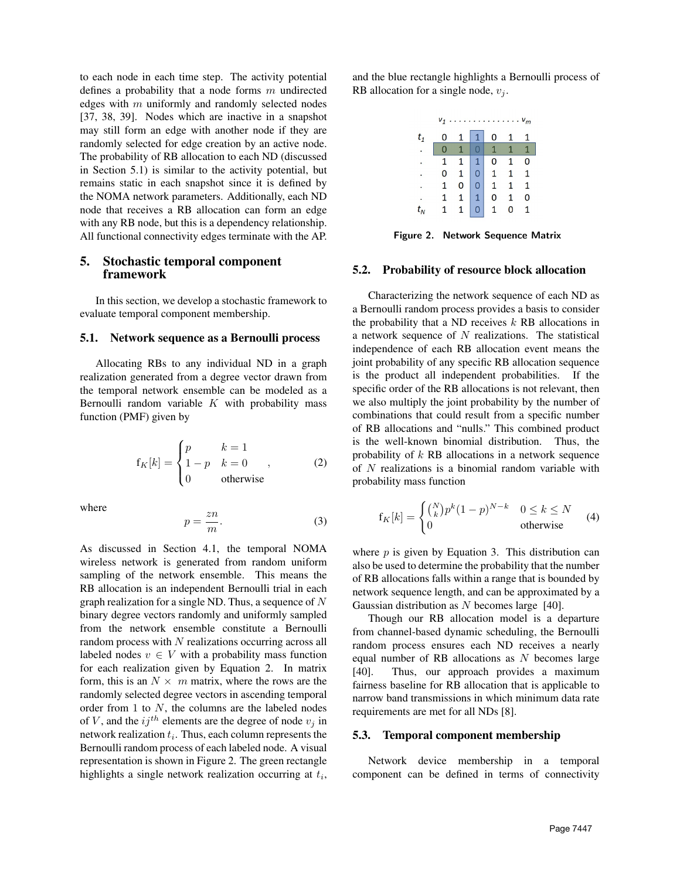to each node in each time step. The activity potential defines a probability that a node forms $m$ undirected edges with $m$ uniformly and randomly selected nodes [37, 38, 39]. Nodes which are inactive in a snapshot may still form an edge with another node if they are randomly selected for edge creation by an active node. The probability of RB allocation to each ND (discussed in Section 5.1) is similar to the activity potential, but remains static in each snapshot since it is defined by the NOMA network parameters. Additionally, each ND node that receives a RB allocation can form an edge with any RB node, but this is a dependency relationship. All functional connectivity edges terminate with the AP.

## 5. Stochastic temporal component framework

In this section, we develop a stochastic framework to evaluate temporal component membership.

### 5.1. Network sequence as a Bernoulli process

Allocating RBs to any individual ND in a graph realization generated from a degree vector drawn from the temporal network ensemble can be modeled as a Bernoulli random variable $K$ with probability mass function (PMF) given by

$$\mathrm{f}_K[k] = \begin{cases} p & k = 1 \\ 1-p & k = 0 \\ 0 & \text{otherwise} \end{cases}, \tag{2}$$

where

$$p = \frac{zn}{m}. \tag{3}$$

As discussed in Section 4.1, the temporal NOMA wireless network is generated from random uniform sampling of the network ensemble. This means the RB allocation is an independent Bernoulli trial in each graph realization for a single ND. Thus, a sequence of $N$ binary degree vectors randomly and uniformly sampled from the network ensemble constitute a Bernoulli random process with $N$ realizations occurring across all labeled nodes $v \in V$ with a probability mass function for each realization given by Equation 2. In matrix form, this is an $N \times m$ matrix, where the rows are the randomly selected degree vectors in ascending temporal order from 1 to $N$, the columns are the labeled nodes of $V$, and the $ij^{th}$ elements are the degree of node $v_j$ in network realization $t_i$. Thus, each column represents the Bernoulli random process of each labeled node. A visual representation is shown in Figure 2. The green rectangle highlights a single network realization occurring at $t_i$, and the blue rectangle highlights a Bernoulli process of RB allocation for a single node, $v_j$.

|  | $v_1$ . . . | | | | | . . . $v_m$ |
|---|---|---|---|---|---|---|
| $t_1$ | 0 | 1 | 1 | 0 | 1 | 1 |
| . | 0 | 1 | 0 | 1 | 1 | 1 |
| . | 1 | 1 | 1 | 0 | 1 | 0 |
| . | 0 | 1 | 0 | 1 | 1 | 1 |
| . | 1 | 0 | 0 | 1 | 1 | 1 |
| . | 1 | 1 | 1 | 0 | 1 | 0 |
| $t_N$ | 1 | 1 | 0 | 1 | 0 | 1 |

**Figure 2. Network Sequence Matrix**

### 5.2. Probability of resource block allocation

Characterizing the network sequence of each ND as a Bernoulli random process provides a basis to consider the probability that a ND receives $k$ RB allocations in a network sequence of $N$ realizations. The statistical independence of each RB allocation event means the joint probability of any specific RB allocation sequence is the product all independent probabilities. If the specific order of the RB allocations is not relevant, then we also multiply the joint probability by the number of combinations that could result from a specific number of RB allocations and "nulls." This combined product is the well-known binomial distribution. Thus, the probability of $k$ RB allocations in a network sequence of $N$ realizations is a binomial random variable with probability mass function

$$\mathrm{f}_K[k] = \begin{cases} \binom{N}{k} p^k (1-p)^{N-k} & 0 \le k \le N \\ 0 & \text{otherwise} \end{cases} \tag{4}$$

where $p$ is given by Equation 3. This distribution can also be used to determine the probability that the number of RB allocations falls within a range that is bounded by network sequence length, and can be approximated by a Gaussian distribution as $N$ becomes large [40].

Though our RB allocation model is a departure from channel-based dynamic scheduling, the Bernoulli random process ensures each ND receives a nearly equal number of RB allocations as $N$ becomes large [40]. Thus, our approach provides a maximum fairness baseline for RB allocation that is applicable to narrow band transmissions in which minimum data rate requirements are met for all NDs [8].

### 5.3. Temporal component membership

Network device membership in a temporal component can be defined in terms of connectivity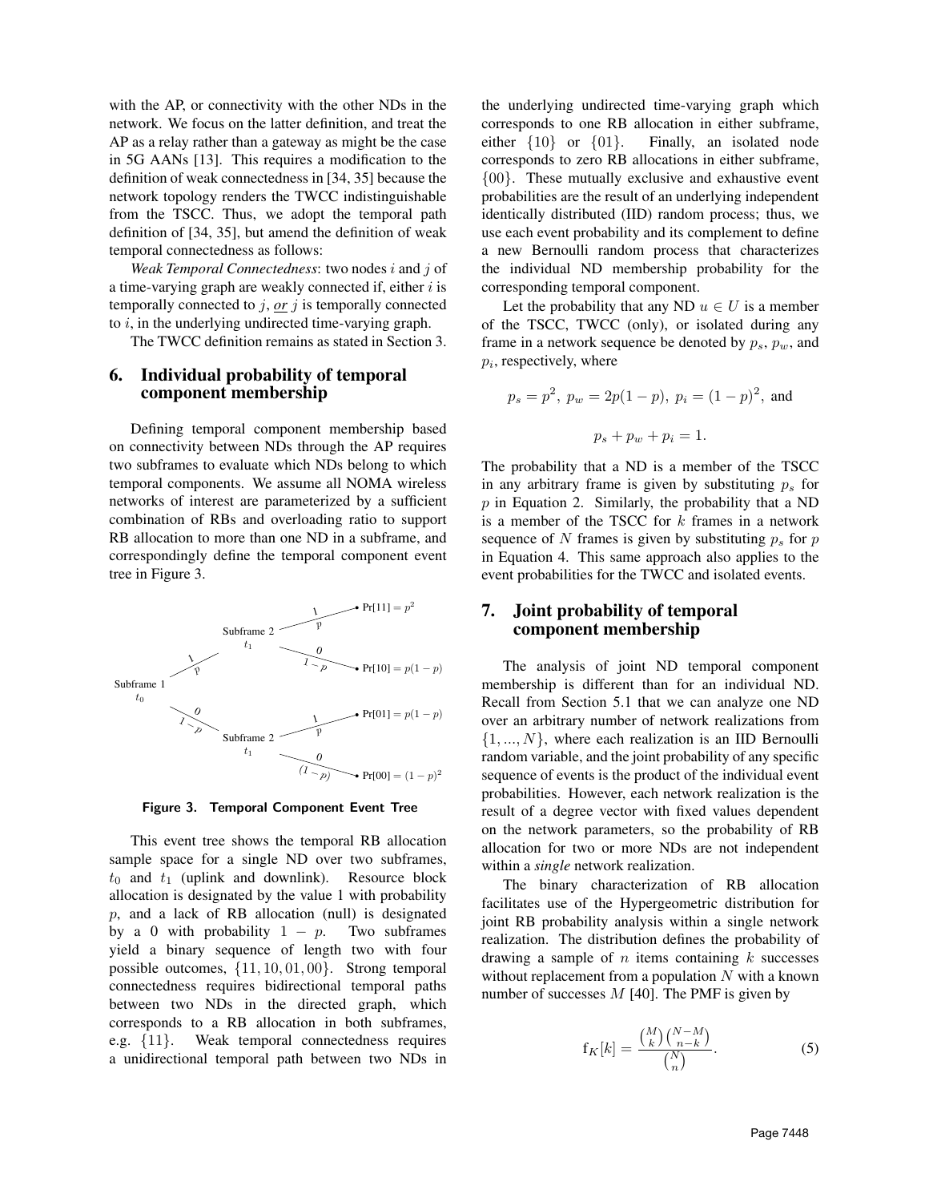with the AP, or connectivity with the other NDs in the network. We focus on the latter definition, and treat the AP as a relay rather than a gateway as might be the case in 5G AANs [13]. This requires a modification to the definition of weak connectedness in [34, 35] because the network topology renders the TWCC indistinguishable from the TSCC. Thus, we adopt the temporal path definition of [34, 35], but amend the definition of weak temporal connectedness as follows:

*Weak Temporal Connectedness*: two nodes $i$ and $j$ of a time-varying graph are weakly connected if, either $i$ is temporally connected to $j$, ***or*** $j$ is temporally connected to $i$, in the underlying undirected time-varying graph.

The TWCC definition remains as stated in Section 3.

## 6. Individual probability of temporal component membership

Defining temporal component membership based on connectivity between NDs through the AP requires two subframes to evaluate which NDs belong to which temporal components. We assume all NOMA wireless networks of interest are parameterized by a sufficient combination of RBs and overloading ratio to support RB allocation to more than one ND in a subframe, and correspondingly define the temporal component event tree in Figure 3.

**Figure 3. Temporal Component Event Tree**

This event tree shows the temporal RB allocation sample space for a single ND over two subframes, $t_0$ and $t_1$ (uplink and downlink). Resource block allocation is designated by the value 1 with probability $p$, and a lack of RB allocation (null) is designated by a 0 with probability $1 - p$. Two subframes yield a binary sequence of length two with four possible outcomes, $\{11, 10, 01, 00\}$. Strong temporal connectedness requires bidirectional temporal paths between two NDs in the directed graph, which corresponds to a RB allocation in both subframes, e.g. $\{11\}$. Weak temporal connectedness requires a unidirectional temporal path between two NDs in the underlying undirected time-varying graph which corresponds to one RB allocation in either subframe, either $\{10\}$ or $\{01\}$. Finally, an isolated node corresponds to zero RB allocations in either subframe, $\{00\}$. These mutually exclusive and exhaustive event probabilities are the result of an underlying independent identically distributed (IID) random process; thus, we use each event probability and its complement to define a new Bernoulli random process that characterizes the individual ND membership probability for the corresponding temporal component.

Let the probability that any ND $u \in U$ is a member of the TSCC, TWCC (only), or isolated during any frame in a network sequence be denoted by $p_s$, $p_w$, and $p_i$, respectively, where

$$p_s = p^2,\ p_w = 2p(1-p),\ p_i = (1-p)^2, \text{ and}$$

$$p_s + p_w + p_i = 1.$$

The probability that a ND is a member of the TSCC in any arbitrary frame is given by substituting $p_s$ for $p$ in Equation 2. Similarly, the probability that a ND is a member of the TSCC for $k$ frames in a network sequence of $N$ frames is given by substituting $p_s$ for $p$ in Equation 4. This same approach also applies to the event probabilities for the TWCC and isolated events.

## 7. Joint probability of temporal component membership

The analysis of joint ND temporal component membership is different than for an individual ND. Recall from Section 5.1 that we can analyze one ND over an arbitrary number of network realizations from $\{1, ..., N\}$, where each realization is an IID Bernoulli random variable, and the joint probability of any specific sequence of events is the product of the individual event probabilities. However, each network realization is the result of a degree vector with fixed values dependent on the network parameters, so the probability of RB allocation for two or more NDs are not independent within a *single* network realization.

The binary characterization of RB allocation facilitates use of the Hypergeometric distribution for joint RB probability analysis within a single network realization. The distribution defines the probability of drawing a sample of $n$ items containing $k$ successes without replacement from a population $N$ with a known number of successes $M$ [40]. The PMF is given by

$$\mathrm{f}_K[k] = \frac{\binom{M}{k}\binom{N-M}{n-k}}{\binom{N}{n}}. \tag{5}$$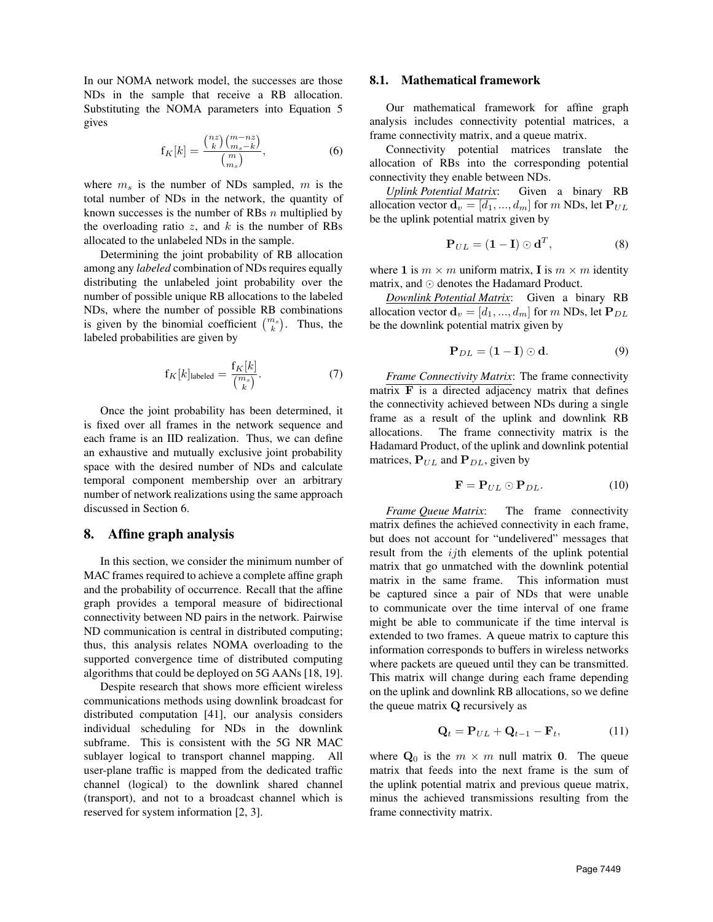In our NOMA network model, the successes are those NDs in the sample that receive a RB allocation. Substituting the NOMA parameters into Equation 5 gives

$$\mathrm{f}_K[k] = \frac{\binom{nz}{k}\binom{m-nz}{m_s-k}}{\binom{m}{m_s}}, \tag{6}$$

where $m_s$ is the number of NDs sampled, $m$ is the total number of NDs in the network, the quantity of known successes is the number of RBs $n$ multiplied by the overloading ratio $z$, and $k$ is the number of RBs allocated to the unlabeled NDs in the sample.

Determining the joint probability of RB allocation among any *labeled* combination of NDs requires equally distributing the unlabeled joint probability over the number of possible unique RB allocations to the labeled NDs, where the number of possible RB combinations is given by the binomial coefficient $\binom{m_s}{k}$. Thus, the labeled probabilities are given by

$$\mathrm{f}_K[k]_{\text{labeled}} = \frac{\mathrm{f}_K[k]}{\binom{m_s}{k}}. \tag{7}$$

Once the joint probability has been determined, it is fixed over all frames in the network sequence and each frame is an IID realization. Thus, we can define an exhaustive and mutually exclusive joint probability space with the desired number of NDs and calculate temporal component membership over an arbitrary number of network realizations using the same approach discussed in Section 6.

## 8. Affine graph analysis

In this section, we consider the minimum number of MAC frames required to achieve a complete affine graph and the probability of occurrence. Recall that the affine graph provides a temporal measure of bidirectional connectivity between ND pairs in the network. Pairwise ND communication is central in distributed computing; thus, this analysis relates NOMA overloading to the supported convergence time of distributed computing algorithms that could be deployed on 5G AANs [18, 19].

Despite research that shows more efficient wireless communications methods using downlink broadcast for distributed computation [41], our analysis considers individual scheduling for NDs in the downlink subframe. This is consistent with the 5G NR MAC sublayer logical to transport channel mapping. All user-plane traffic is mapped from the dedicated traffic channel (logical) to the downlink shared channel (transport), and not to a broadcast channel which is reserved for system information [2, 3].

### 8.1. Mathematical framework

Our mathematical framework for affine graph analysis includes connectivity potential matrices, a frame connectivity matrix, and a queue matrix.

Connectivity potential matrices translate the allocation of RBs into the corresponding potential connectivity they enable between NDs.

*Uplink Potential Matrix*: Given a binary RB allocation vector $\mathbf{d}_v = [d_1, ..., d_m]$ for $m$ NDs, let $\mathbf{P}_{UL}$ be the uplink potential matrix given by

$$\mathbf{P}_{UL} = (\mathbf{1} - \mathbf{I}) \odot \mathbf{d}^T, \tag{8}$$

where $\mathbf{1}$ is $m \times m$ uniform matrix, $\mathbf{I}$ is $m \times m$ identity matrix, and $\odot$ denotes the Hadamard Product.

*Downlink Potential Matrix*: Given a binary RB allocation vector $\mathbf{d}_v = [d_1, ..., d_m]$ for $m$ NDs, let $\mathbf{P}_{DL}$ be the downlink potential matrix given by

$$\mathbf{P}_{DL} = (\mathbf{1} - \mathbf{I}) \odot \mathbf{d}. \tag{9}$$

*Frame Connectivity Matrix*: The frame connectivity matrix $\mathbf{F}$ is a directed adjacency matrix that defines the connectivity achieved between NDs during a single frame as a result of the uplink and downlink RB allocations. The frame connectivity matrix is the Hadamard Product, of the uplink and downlink potential matrices, $\mathbf{P}_{UL}$ and $\mathbf{P}_{DL}$, given by

$$\mathbf{F} = \mathbf{P}_{UL} \odot \mathbf{P}_{DL}. \tag{10}$$

*Frame Queue Matrix*: The frame connectivity matrix defines the achieved connectivity in each frame, but does not account for "undelivered" messages that result from the $ij$th elements of the uplink potential matrix that go unmatched with the downlink potential matrix in the same frame. This information must be captured since a pair of NDs that were unable to communicate over the time interval of one frame might be able to communicate if the time interval is extended to two frames. A queue matrix to capture this information corresponds to buffers in wireless networks where packets are queued until they can be transmitted. This matrix will change during each frame depending on the uplink and downlink RB allocations, so we define the queue matrix $\mathbf{Q}$ recursively as

$$\mathbf{Q}_t = \mathbf{P}_{UL} + \mathbf{Q}_{t-1} - \mathbf{F}_t, \tag{11}$$

where $\mathbf{Q}_0$ is the $m \times m$ null matrix $\mathbf{0}$. The queue matrix that feeds into the next frame is the sum of the uplink potential matrix and previous queue matrix, minus the achieved transmissions resulting from the frame connectivity matrix.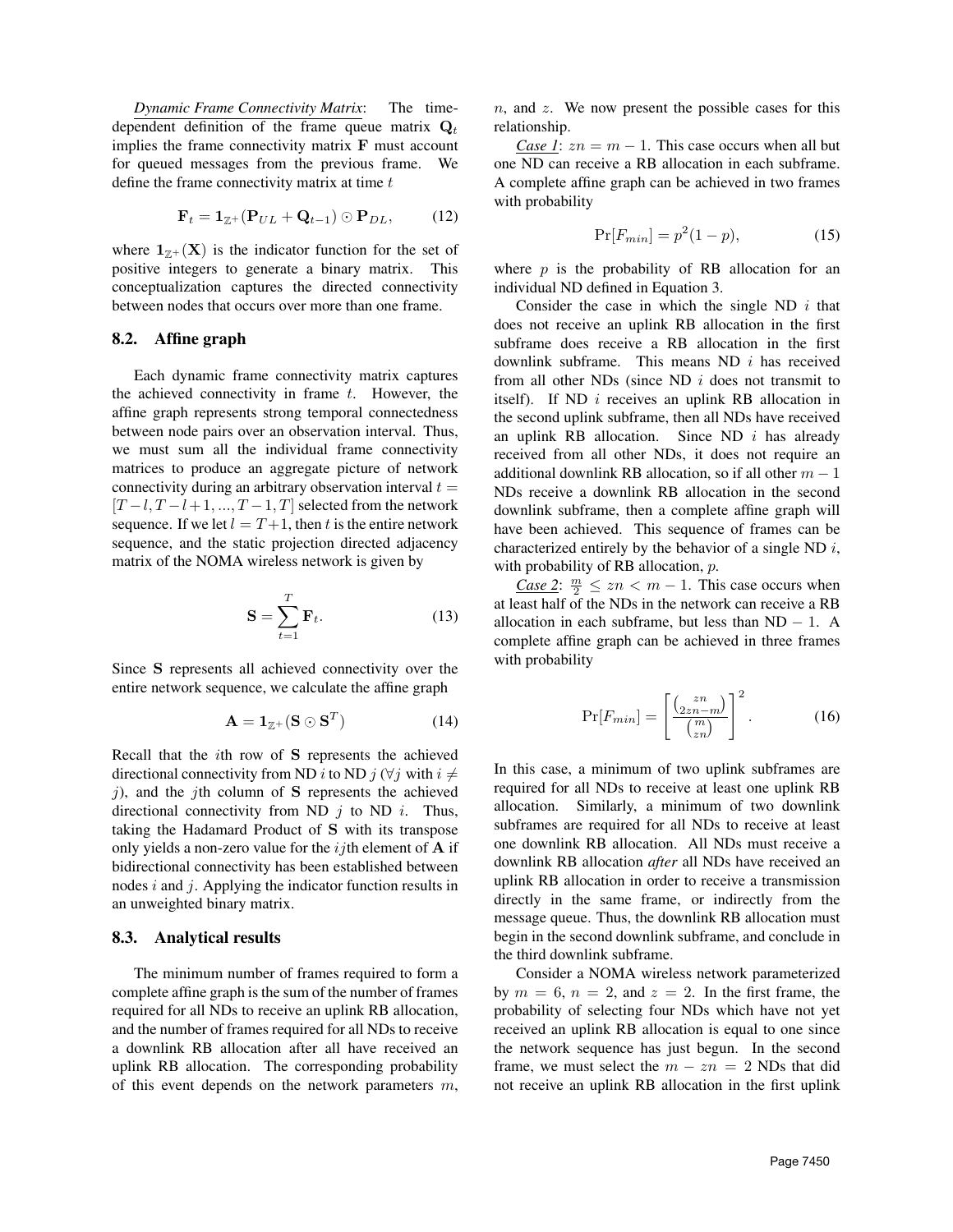*Dynamic Frame Connectivity Matrix*: The time-dependent definition of the frame queue matrix $\mathbf{Q}_t$ implies the frame connectivity matrix $\mathbf{F}$ must account for queued messages from the previous frame. We define the frame connectivity matrix at time $t$

$$\mathbf{F}_t = \mathbf{1}_{\mathbb{Z}^+}(\mathbf{P}_{UL} + \mathbf{Q}_{t-1}) \odot \mathbf{P}_{DL}, \tag{12}$$

where $\mathbf{1}_{\mathbb{Z}^+}(\mathbf{X})$ is the indicator function for the set of positive integers to generate a binary matrix. This conceptualization captures the directed connectivity between nodes that occurs over more than one frame.

### 8.2. Affine graph

Each dynamic frame connectivity matrix captures the achieved connectivity in frame $t$. However, the affine graph represents strong temporal connectedness between node pairs over an observation interval. Thus, we must sum all the individual frame connectivity matrices to produce an aggregate picture of network connectivity during an arbitrary observation interval $t = [T-l, T-l+1, ..., T-1, T]$ selected from the network sequence. If we let $l = T+1$, then $t$ is the entire network sequence, and the static projection directed adjacency matrix of the NOMA wireless network is given by

$$\mathbf{S} = \sum_{t=1}^{T} \mathbf{F}_t. \tag{13}$$

Since $\mathbf{S}$ represents all achieved connectivity over the entire network sequence, we calculate the affine graph

$$\mathbf{A} = \mathbf{1}_{\mathbb{Z}^+}(\mathbf{S} \odot \mathbf{S}^T) \tag{14}$$

Recall that the $i$th row of $\mathbf{S}$ represents the achieved directional connectivity from ND $i$ to ND $j$ ($\forall j$ with $i \neq j$), and the $j$th column of $\mathbf{S}$ represents the achieved directional connectivity from ND $j$ to ND $i$. Thus, taking the Hadamard Product of $\mathbf{S}$ with its transpose only yields a non-zero value for the $ij$th element of $\mathbf{A}$ if bidirectional connectivity has been established between nodes $i$ and $j$. Applying the indicator function results in an unweighted binary matrix.

### 8.3. Analytical results

The minimum number of frames required to form a complete affine graph is the sum of the number of frames required for all NDs to receive an uplink RB allocation, and the number of frames required for all NDs to receive a downlink RB allocation after all have received an uplink RB allocation. The corresponding probability of this event depends on the network parameters $m$, $n$, and $z$. We now present the possible cases for this relationship.

*Case 1*: $zn = m - 1$. This case occurs when all but one ND can receive a RB allocation in each subframe. A complete affine graph can be achieved in two frames with probability

$$\Pr[F_{min}] = p^2(1-p), \tag{15}$$

where $p$ is the probability of RB allocation for an individual ND defined in Equation 3.

Consider the case in which the single ND $i$ that does not receive an uplink RB allocation in the first subframe does receive a RB allocation in the first downlink subframe. This means ND $i$ has received from all other NDs (since ND $i$ does not transmit to itself). If ND $i$ receives an uplink RB allocation in the second uplink subframe, then all NDs have received an uplink RB allocation. Since ND $i$ has already received from all other NDs, it does not require an additional downlink RB allocation, so if all other $m-1$ NDs receive a downlink RB allocation in the second downlink subframe, then a complete affine graph will have been achieved. This sequence of frames can be characterized entirely by the behavior of a single ND $i$, with probability of RB allocation, $p$.

*Case 2*: $\frac{m}{2} \leq zn < m - 1$. This case occurs when at least half of the NDs in the network can receive a RB allocation in each subframe, but less than ND $-$ 1. A complete affine graph can be achieved in three frames with probability

$$\Pr[F_{min}] = \left[ \frac{\binom{zn}{2zn-m}}{\binom{m}{zn}} \right]^2. \tag{16}$$

In this case, a minimum of two uplink subframes are required for all NDs to receive at least one uplink RB allocation. Similarly, a minimum of two downlink subframes are required for all NDs to receive at least one downlink RB allocation. All NDs must receive a downlink RB allocation *after* all NDs have received an uplink RB allocation in order to receive a transmission directly in the same frame, or indirectly from the message queue. Thus, the downlink RB allocation must begin in the second downlink subframe, and conclude in the third downlink subframe.

Consider a NOMA wireless network parameterized by $m = 6$, $n = 2$, and $z = 2$. In the first frame, the probability of selecting four NDs which have not yet received an uplink RB allocation is equal to one since the network sequence has just begun. In the second frame, we must select the $m - zn = 2$ NDs that did not receive an uplink RB allocation in the first uplink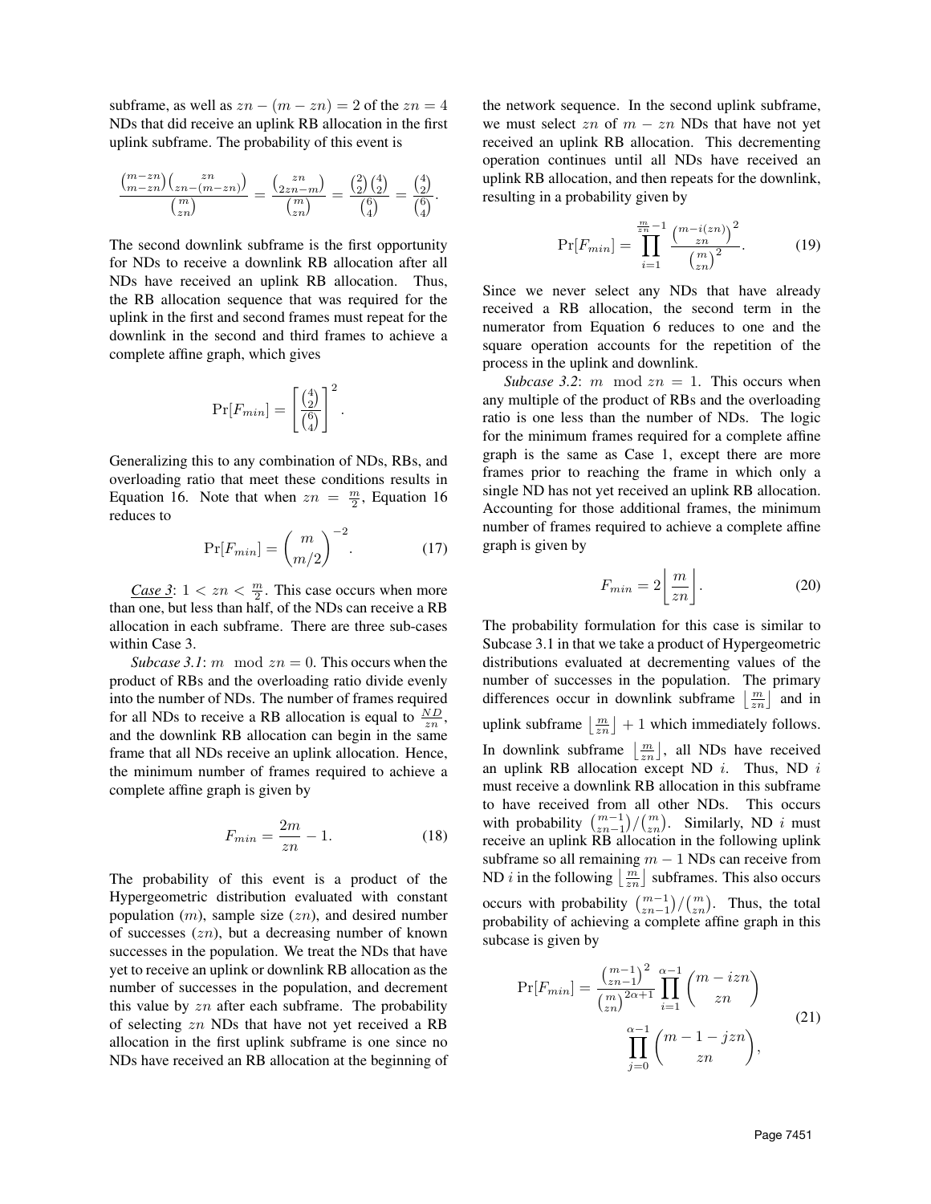subframe, as well as $zn - (m - zn) = 2$ of the $zn = 4$ NDs that did receive an uplink RB allocation in the first uplink subframe. The probability of this event is

$$\frac{\binom{m-zn}{m-zn}\binom{zn}{zn-(m-zn)}}{\binom{m}{zn}} = \frac{\binom{zn}{2zn-m}}{\binom{m}{zn}} = \frac{\binom{2}{2}\binom{4}{2}}{\binom{6}{4}} = \frac{\binom{4}{2}}{\binom{6}{4}}.$$

The second downlink subframe is the first opportunity for NDs to receive a downlink RB allocation after all NDs have received an uplink RB allocation. Thus, the RB allocation sequence that was required for the uplink in the first and second frames must repeat for the downlink in the second and third frames to achieve a complete affine graph, which gives

$$\Pr[F_{min}] = \left[\frac{\binom{4}{2}}{\binom{6}{4}}\right]^2.$$

Generalizing this to any combination of NDs, RBs, and overloading ratio that meet these conditions results in Equation 16. Note that when $zn = \frac{m}{2}$, Equation 16 reduces to

$$\Pr[F_{min}] = \binom{m}{m/2}^{-2}. \tag{17}$$

***Case 3***: $1 < zn < \frac{m}{2}$. This case occurs when more than one, but less than half, of the NDs can receive a RB allocation in each subframe. There are three sub-cases within Case 3.

*Subcase 3.1*: $m \mod zn = 0$. This occurs when the product of RBs and the overloading ratio divide evenly into the number of NDs. The number of frames required for all NDs to receive a RB allocation is equal to $\frac{ND}{zn}$, and the downlink RB allocation can begin in the same frame that all NDs receive an uplink allocation. Hence, the minimum number of frames required to achieve a complete affine graph is given by

$$F_{min} = \frac{2m}{zn} - 1. \tag{18}$$

The probability of this event is a product of the Hypergeometric distribution evaluated with constant population ($m$), sample size ($zn$), and desired number of successes ($zn$), but a decreasing number of known successes in the population. We treat the NDs that have yet to receive an uplink or downlink RB allocation as the number of successes in the population, and decrement this value by $zn$ after each subframe. The probability of selecting $zn$ NDs that have not yet received a RB allocation in the first uplink subframe is one since no NDs have received an RB allocation at the beginning of the network sequence. In the second uplink subframe, we must select $zn$ of $m - zn$ NDs that have not yet received an uplink RB allocation. This decrementing operation continues until all NDs have received an uplink RB allocation, and then repeats for the downlink, resulting in a probability given by

$$\Pr[F_{min}] = \prod_{i=1}^{\frac{m}{zn}-1} \frac{\binom{m-i(zn)}{zn}^2}{\binom{m}{zn}^2}. \tag{19}$$

Since we never select any NDs that have already received a RB allocation, the second term in the numerator from Equation 6 reduces to one and the square operation accounts for the repetition of the process in the uplink and downlink.

*Subcase 3.2*: $m \mod zn = 1$. This occurs when any multiple of the product of RBs and the overloading ratio is one less than the number of NDs. The logic for the minimum frames required for a complete affine graph is the same as Case 1, except there are more frames prior to reaching the frame in which only a single ND has not yet received an uplink RB allocation. Accounting for those additional frames, the minimum number of frames required to achieve a complete affine graph is given by

$$F_{min} = 2\left\lfloor \frac{m}{zn} \right\rfloor. \tag{20}$$

The probability formulation for this case is similar to Subcase 3.1 in that we take a product of Hypergeometric distributions evaluated at decrementing values of the number of successes in the population. The primary differences occur in downlink subframe $\left\lfloor \frac{m}{zn} \right\rfloor$ and in uplink subframe $\left\lfloor \frac{m}{zn} \right\rfloor + 1$ which immediately follows. In downlink subframe $\left\lfloor \frac{m}{zn} \right\rfloor$, all NDs have received an uplink RB allocation except ND $i$. Thus, ND $i$ must receive a downlink RB allocation in this subframe to have received from all other NDs. This occurs with probability $\binom{m-1}{zn-1}/\binom{m}{zn}$. Similarly, ND $i$ must receive an uplink RB allocation in the following uplink subframe so all remaining $m - 1$ NDs can receive from ND $i$ in the following $\left\lfloor \frac{m}{zn} \right\rfloor$ subframes. This also occurs occurs with probability $\binom{m-1}{zn-1}/\binom{m}{zn}$. Thus, the total probability of achieving a complete affine graph in this subcase is given by

$$\Pr[F_{min}] = \frac{\binom{m-1}{zn-1}^2}{\binom{m}{zn}^{2\alpha+1}} \prod_{i=1}^{\alpha-1} \binom{m - izn}{zn} \prod_{j=0}^{\alpha-1} \binom{m-1-jzn}{zn}, \tag{21}$$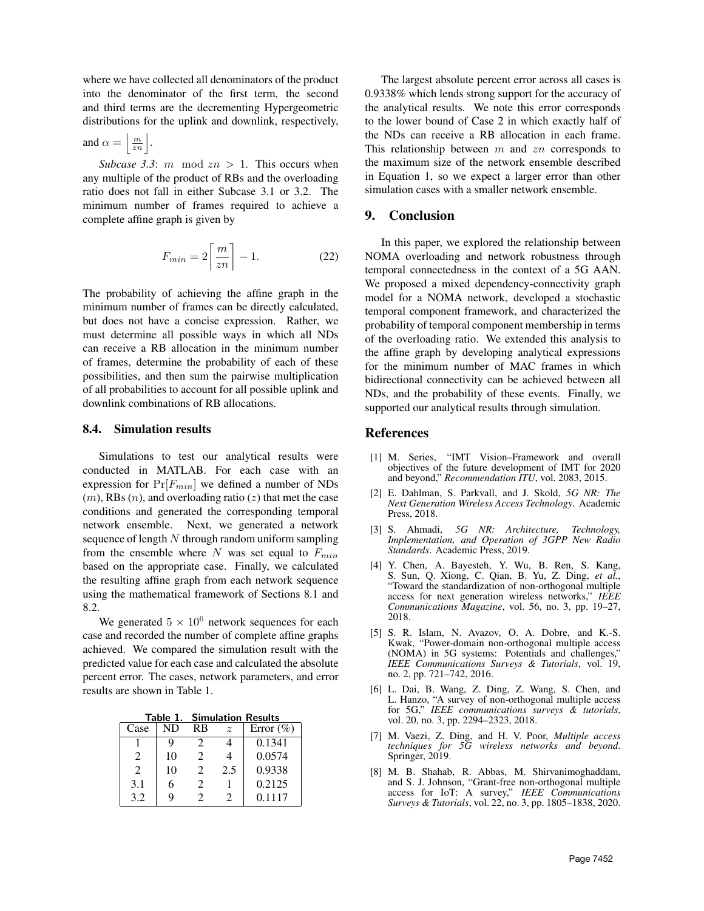where we have collected all denominators of the product into the denominator of the first term, the second and third terms are the decrementing Hypergeometric distributions for the uplink and downlink, respectively, and $\alpha = \left\lfloor \frac{m}{zn} \right\rfloor$.

*Subcase 3.3*: $m \mod zn > 1$. This occurs when any multiple of the product of RBs and the overloading ratio does not fall in either Subcase 3.1 or 3.2. The minimum number of frames required to achieve a complete affine graph is given by

$$F_{min} = 2\left\lceil \frac{m}{zn} \right\rceil - 1. \tag{22}$$

The probability of achieving the affine graph in the minimum number of frames can be directly calculated, but does not have a concise expression. Rather, we must determine all possible ways in which all NDs can receive a RB allocation in the minimum number of frames, determine the probability of each of these possibilities, and then sum the pairwise multiplication of all probabilities to account for all possible uplink and downlink combinations of RB allocations.

### 8.4. Simulation results

Simulations to test our analytical results were conducted in MATLAB. For each case with an expression for $\Pr[F_{min}]$ we defined a number of NDs ($m$), RBs ($n$), and overloading ratio ($z$) that met the case conditions and generated the corresponding temporal network ensemble. Next, we generated a network sequence of length $N$ through random uniform sampling from the ensemble where $N$ was set equal to $F_{min}$ based on the appropriate case. Finally, we calculated the resulting affine graph from each network sequence using the mathematical framework of Sections 8.1 and 8.2.

We generated $5 \times 10^6$ network sequences for each case and recorded the number of complete affine graphs achieved. We compared the simulation result with the predicted value for each case and calculated the absolute percent error. The cases, network parameters, and error results are shown in Table 1.

**Table 1. Simulation Results**

| Case | ND | RB | $z$ | Error (%) |
|---|---|---|---|---|
| 1 | 9 | 2 | 4 | 0.1341 |
| 2 | 10 | 2 | 4 | 0.0574 |
| 2 | 10 | 2 | 2.5 | 0.9338 |
| 3.1 | 6 | 2 | 1 | 0.2125 |
| 3.2 | 9 | 2 | 2 | 0.1117 |

The largest absolute percent error across all cases is 0.9338% which lends strong support for the accuracy of the analytical results. We note this error corresponds to the lower bound of Case 2 in which exactly half of the NDs can receive a RB allocation in each frame. This relationship between $m$ and $zn$ corresponds to the maximum size of the network ensemble described in Equation 1, so we expect a larger error than other simulation cases with a smaller network ensemble.

## 9. Conclusion

In this paper, we explored the relationship between NOMA overloading and network robustness through temporal connectedness in the context of a 5G AAN. We proposed a mixed dependency-connectivity graph model for a NOMA network, developed a stochastic temporal component framework, and characterized the probability of temporal component membership in terms of the overloading ratio. We extended this analysis to the affine graph by developing analytical expressions for the minimum number of MAC frames in which bidirectional connectivity can be achieved between all NDs, and the probability of these events. Finally, we supported our analytical results through simulation.

## References

[1] M. Series, "IMT Vision–Framework and overall objectives of the future development of IMT for 2020 and beyond," *Recommendation ITU*, vol. 2083, 2015.

[2] E. Dahlman, S. Parkvall, and J. Skold, *5G NR: The Next Generation Wireless Access Technology*. Academic Press, 2018.

[3] S. Ahmadi, *5G NR: Architecture, Technology, Implementation, and Operation of 3GPP New Radio Standards*. Academic Press, 2019.

[4] Y. Chen, A. Bayesteh, Y. Wu, B. Ren, S. Kang, S. Sun, Q. Xiong, C. Qian, B. Yu, Z. Ding, *et al.*, "Toward the standardization of non-orthogonal multiple access for next generation wireless networks," *IEEE Communications Magazine*, vol. 56, no. 3, pp. 19–27, 2018.

[5] S. R. Islam, N. Avazov, O. A. Dobre, and K.-S. Kwak, "Power-domain non-orthogonal multiple access (NOMA) in 5G systems: Potentials and challenges," *IEEE Communications Surveys & Tutorials*, vol. 19, no. 2, pp. 721–742, 2016.

[6] L. Dai, B. Wang, Z. Ding, Z. Wang, S. Chen, and L. Hanzo, "A survey of non-orthogonal multiple access for 5G," *IEEE communications surveys & tutorials*, vol. 20, no. 3, pp. 2294–2323, 2018.

[7] M. Vaezi, Z. Ding, and H. V. Poor, *Multiple access techniques for 5G wireless networks and beyond*. Springer, 2019.

[8] M. B. Shahab, R. Abbas, M. Shirvanimoghaddam, and S. J. Johnson, "Grant-free non-orthogonal multiple access for IoT: A survey," *IEEE Communications Surveys & Tutorials*, vol. 22, no. 3, pp. 1805–1838, 2020.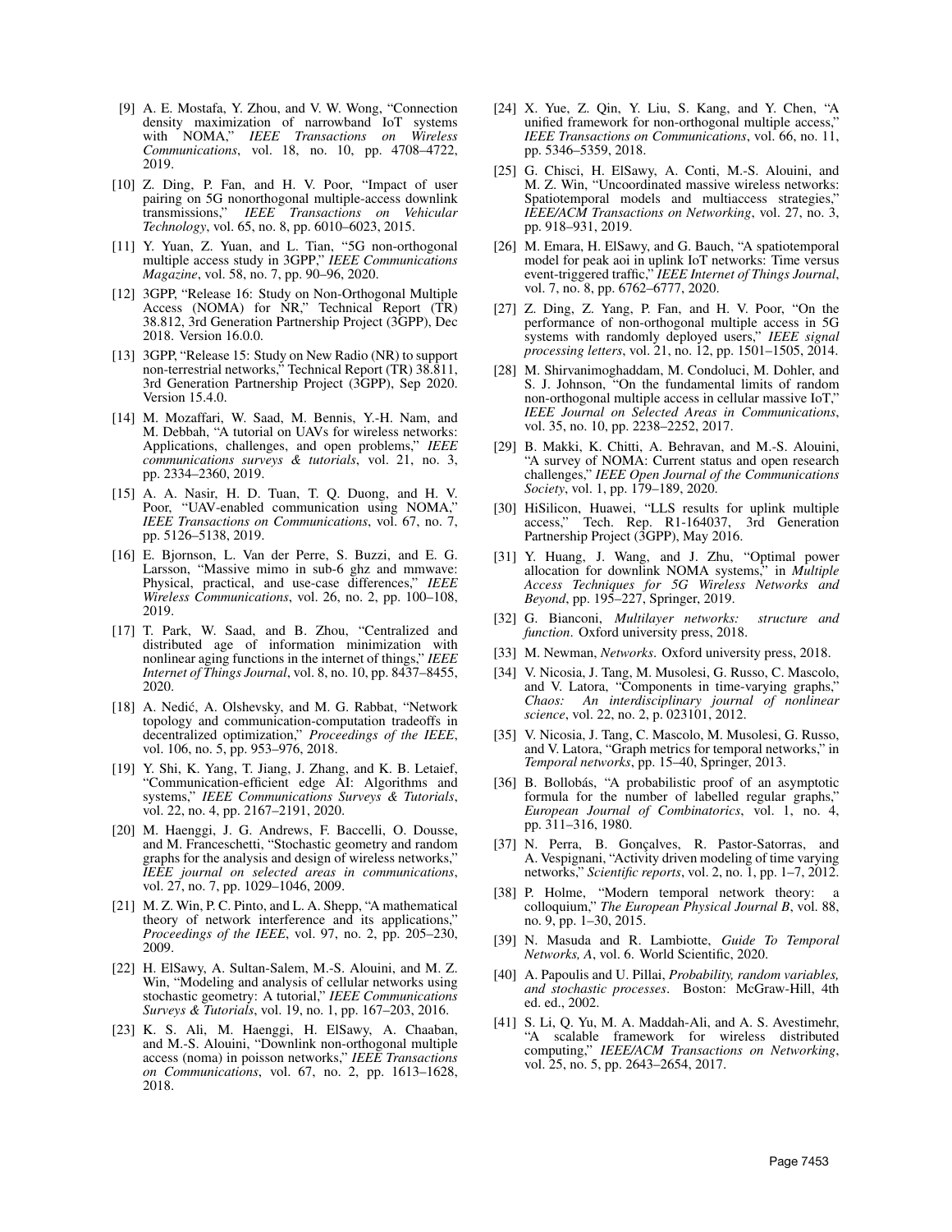[9] A. E. Mostafa, Y. Zhou, and V. W. Wong, "Connection density maximization of narrowband IoT systems with NOMA," *IEEE Transactions on Wireless Communications*, vol. 18, no. 10, pp. 4708–4722, 2019.

[10] Z. Ding, P. Fan, and H. V. Poor, "Impact of user pairing on 5G nonorthogonal multiple-access downlink transmissions," *IEEE Transactions on Vehicular Technology*, vol. 65, no. 8, pp. 6010–6023, 2015.

[11] Y. Yuan, Z. Yuan, and L. Tian, "5G non-orthogonal multiple access study in 3GPP," *IEEE Communications Magazine*, vol. 58, no. 7, pp. 90–96, 2020.

[12] 3GPP, "Release 16: Study on Non-Orthogonal Multiple Access (NOMA) for NR," Technical Report (TR) 38.812, 3rd Generation Partnership Project (3GPP), Dec 2018. Version 16.0.0.

[13] 3GPP, "Release 15: Study on New Radio (NR) to support non-terrestrial networks," Technical Report (TR) 38.811, 3rd Generation Partnership Project (3GPP), Sep 2020. Version 15.4.0.

[14] M. Mozaffari, W. Saad, M. Bennis, Y.-H. Nam, and M. Debbah, "A tutorial on UAVs for wireless networks: Applications, challenges, and open problems," *IEEE communications surveys & tutorials*, vol. 21, no. 3, pp. 2334–2360, 2019.

[15] A. A. Nasir, H. D. Tuan, T. Q. Duong, and H. V. Poor, "UAV-enabled communication using NOMA," *IEEE Transactions on Communications*, vol. 67, no. 7, pp. 5126–5138, 2019.

[16] E. Bjornson, L. Van der Perre, S. Buzzi, and E. G. Larsson, "Massive mimo in sub-6 ghz and mmwave: Physical, practical, and use-case differences," *IEEE Wireless Communications*, vol. 26, no. 2, pp. 100–108, 2019.

[17] T. Park, W. Saad, and B. Zhou, "Centralized and distributed age of information minimization with nonlinear aging functions in the internet of things," *IEEE Internet of Things Journal*, vol. 8, no. 10, pp. 8437–8455, 2020.

[18] A. Nedić, A. Olshevsky, and M. G. Rabbat, "Network topology and communication-computation tradeoffs in decentralized optimization," *Proceedings of the IEEE*, vol. 106, no. 5, pp. 953–976, 2018.

[19] Y. Shi, K. Yang, T. Jiang, J. Zhang, and K. B. Letaief, "Communication-efficient edge AI: Algorithms and systems," *IEEE Communications Surveys & Tutorials*, vol. 22, no. 4, pp. 2167–2191, 2020.

[20] M. Haenggi, J. G. Andrews, F. Baccelli, O. Dousse, and M. Franceschetti, "Stochastic geometry and random graphs for the analysis and design of wireless networks," *IEEE journal on selected areas in communications*, vol. 27, no. 7, pp. 1029–1046, 2009.

[21] M. Z. Win, P. C. Pinto, and L. A. Shepp, "A mathematical theory of network interference and its applications," *Proceedings of the IEEE*, vol. 97, no. 2, pp. 205–230, 2009.

[22] H. ElSawy, A. Sultan-Salem, M.-S. Alouini, and M. Z. Win, "Modeling and analysis of cellular networks using stochastic geometry: A tutorial," *IEEE Communications Surveys & Tutorials*, vol. 19, no. 1, pp. 167–203, 2016.

[23] K. S. Ali, M. Haenggi, H. ElSawy, A. Chaaban, and M.-S. Alouini, "Downlink non-orthogonal multiple access (noma) in poisson networks," *IEEE Transactions on Communications*, vol. 67, no. 2, pp. 1613–1628, 2018.

[24] X. Yue, Z. Qin, Y. Liu, S. Kang, and Y. Chen, "A unified framework for non-orthogonal multiple access," *IEEE Transactions on Communications*, vol. 66, no. 11, pp. 5346–5359, 2018.

[25] G. Chisci, H. ElSawy, A. Conti, M.-S. Alouini, and M. Z. Win, "Uncoordinated massive wireless networks: Spatiotemporal models and multiaccess strategies," *IEEE/ACM Transactions on Networking*, vol. 27, no. 3, pp. 918–931, 2019.

[26] M. Emara, H. ElSawy, and G. Bauch, "A spatiotemporal model for peak aoi in uplink IoT networks: Time versus event-triggered traffic," *IEEE Internet of Things Journal*, vol. 7, no. 8, pp. 6762–6777, 2020.

[27] Z. Ding, Z. Yang, P. Fan, and H. V. Poor, "On the performance of non-orthogonal multiple access in 5G systems with randomly deployed users," *IEEE signal processing letters*, vol. 21, no. 12, pp. 1501–1505, 2014.

[28] M. Shirvanimoghaddam, M. Condoluci, M. Dohler, and S. J. Johnson, "On the fundamental limits of random non-orthogonal multiple access in cellular massive IoT," *IEEE Journal on Selected Areas in Communications*, vol. 35, no. 10, pp. 2238–2252, 2017.

[29] B. Makki, K. Chitti, A. Behravan, and M.-S. Alouini, "A survey of NOMA: Current status and open research challenges," *IEEE Open Journal of the Communications Society*, vol. 1, pp. 179–189, 2020.

[30] HiSilicon, Huawei, "LLS results for uplink multiple access," Tech. Rep. R1-164037, 3rd Generation Partnership Project (3GPP), May 2016.

[31] Y. Huang, J. Wang, and J. Zhu, "Optimal power allocation for downlink NOMA systems," in *Multiple Access Techniques for 5G Wireless Networks and Beyond*, pp. 195–227, Springer, 2019.

[32] G. Bianconi, *Multilayer networks: structure and function*. Oxford university press, 2018.

[33] M. Newman, *Networks*. Oxford university press, 2018.

[34] V. Nicosia, J. Tang, M. Musolesi, G. Russo, C. Mascolo, and V. Latora, "Components in time-varying graphs," *Chaos: An interdisciplinary journal of nonlinear science*, vol. 22, no. 2, p. 023101, 2012.

[35] V. Nicosia, J. Tang, C. Mascolo, M. Musolesi, G. Russo, and V. Latora, "Graph metrics for temporal networks," in *Temporal networks*, pp. 15–40, Springer, 2013.

[36] B. Bollobás, "A probabilistic proof of an asymptotic formula for the number of labelled regular graphs," *European Journal of Combinatorics*, vol. 1, no. 4, pp. 311–316, 1980.

[37] N. Perra, B. Gonçalves, R. Pastor-Satorras, and A. Vespignani, "Activity driven modeling of time varying networks," *Scientific reports*, vol. 2, no. 1, pp. 1–7, 2012.

[38] P. Holme, "Modern temporal network theory: a colloquium," *The European Physical Journal B*, vol. 88, no. 9, pp. 1–30, 2015.

[39] N. Masuda and R. Lambiotte, *Guide To Temporal Networks, A*, vol. 6. World Scientific, 2020.

[40] A. Papoulis and U. Pillai, *Probability, random variables, and stochastic processes*. Boston: McGraw-Hill, 4th ed. ed., 2002.

[41] S. Li, Q. Yu, M. A. Maddah-Ali, and A. S. Avestimehr, "A scalable framework for wireless distributed computing," *IEEE/ACM Transactions on Networking*, vol. 25, no. 5, pp. 2643–2654, 2017.